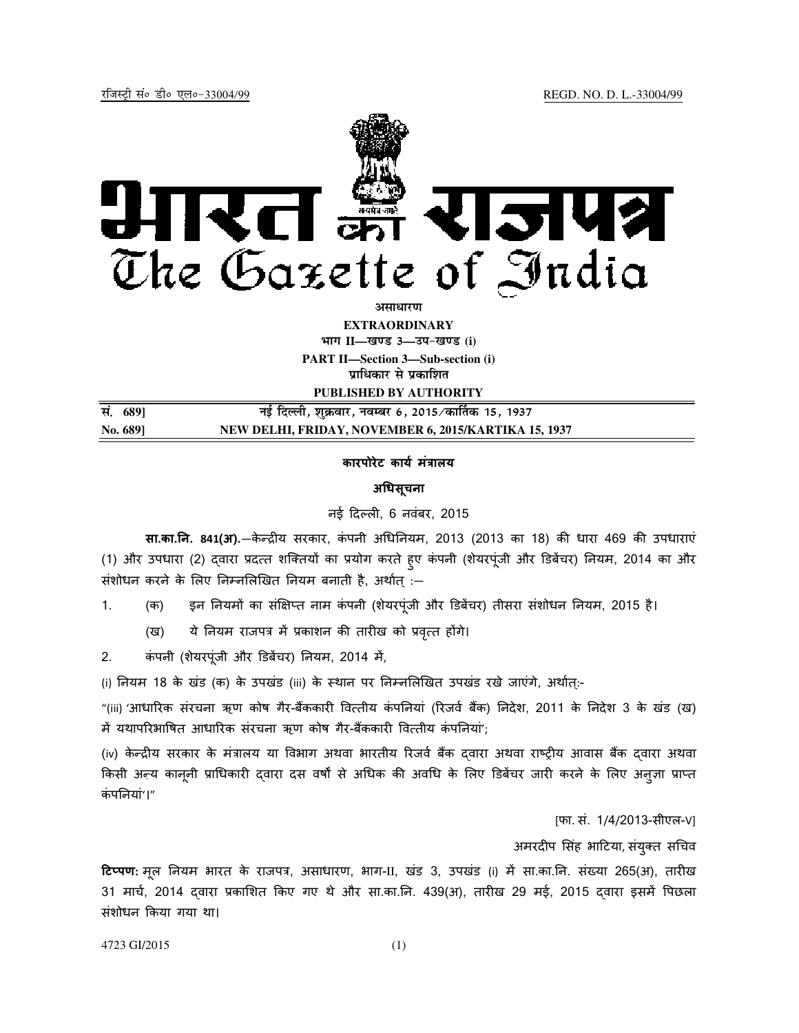रजिस्ट्री सं० डी० एल०-33004/99 REGD. NO. D. L.-33004/99

# भारत का राजपत्र
# The Gazette of India

**असाधारण**
**EXTRAORDINARY**
**भाग II—खण्ड 3—उप-खण्ड (i)**
**PART II—Section 3—Sub-section (i)**
**प्राधिकार से प्रकाशित**
**PUBLISHED BY AUTHORITY**

| सं. 689] | नई दिल्ली, शुक्रवार, नवम्बर 6, 2015/कार्तिक 15, 1937 |
|---|---|
| No. 689] | NEW DELHI, FRIDAY, NOVEMBER 6, 2015/KARTIKA 15, 1937 |

## कारपोरेट कार्य मंत्रालय

### अधिसूचना

नई दिल्ली, 6 नवंबर, 2015

**सा.का.नि. 841(अ).**—केन्द्रीय सरकार, कंपनी अधिनियम, 2013 (2013 का 18) की धारा 469 की उपधाराएं (1) और उपधारा (2) द्वारा प्रदत्त शक्तियों का प्रयोग करते हुए कंपनी (शेयरपूंजी और डिबेंचर) नियम, 2014 का और संशोधन करने के लिए निम्नलिखित नियम बनाती है, अर्थात् :—

1. (क) इन नियमों का संक्षिप्त नाम कंपनी (शेयरपूंजी और डिबेंचर) तीसरा संशोधन नियम, 2015 है।

   (ख) ये नियम राजपत्र में प्रकाशन की तारीख को प्रवृत्त होंगे।

2. कंपनी (शेयरपूंजी और डिबेंचर) नियम, 2014 में,

(i) नियम 18 के खंड (क) के उपखंड (iii) के स्थान पर निम्नलिखित उपखंड रखे जाएंगे, अर्थात्:-

"(iii) 'आधारिक संरचना ऋण कोष गैर-बैंककारी वित्तीय कंपनियां (रिजर्व बैंक) निदेश, 2011 के निदेश 3 के खंड (ख) में यथापरिभाषित आधारिक संरचना ऋण कोष गैर-बैंककारी वित्तीय कंपनियां';

(iv) केन्द्रीय सरकार के मंत्रालय या विभाग अथवा भारतीय रिजर्व बैंक द्वारा अथवा राष्ट्रीय आवास बैंक द्वारा अथवा किसी अन्य कानूनी प्राधिकारी द्वारा दस वर्षों से अधिक की अवधि के लिए डिबेंचर जारी करने के लिए अनुज्ञा प्राप्त कंपनियां'।"

[फा. सं. 1/4/2013-सीएल-V]

अमरदीप सिंह भाटिया, संयुक्त सचिव

**टिप्पण:** मूल नियम भारत के राजपत्र, असाधारण, भाग-II, खंड 3, उपखंड (i) में सा.का.नि. संख्या 265(अ), तारीख 31 मार्च, 2014 द्वारा प्रकाशित किए गए थे और सा.का.नि. 439(अ), तारीख 29 मई, 2015 द्वारा इसमें पिछला संशोधन किया गया था।

4723 GI/2015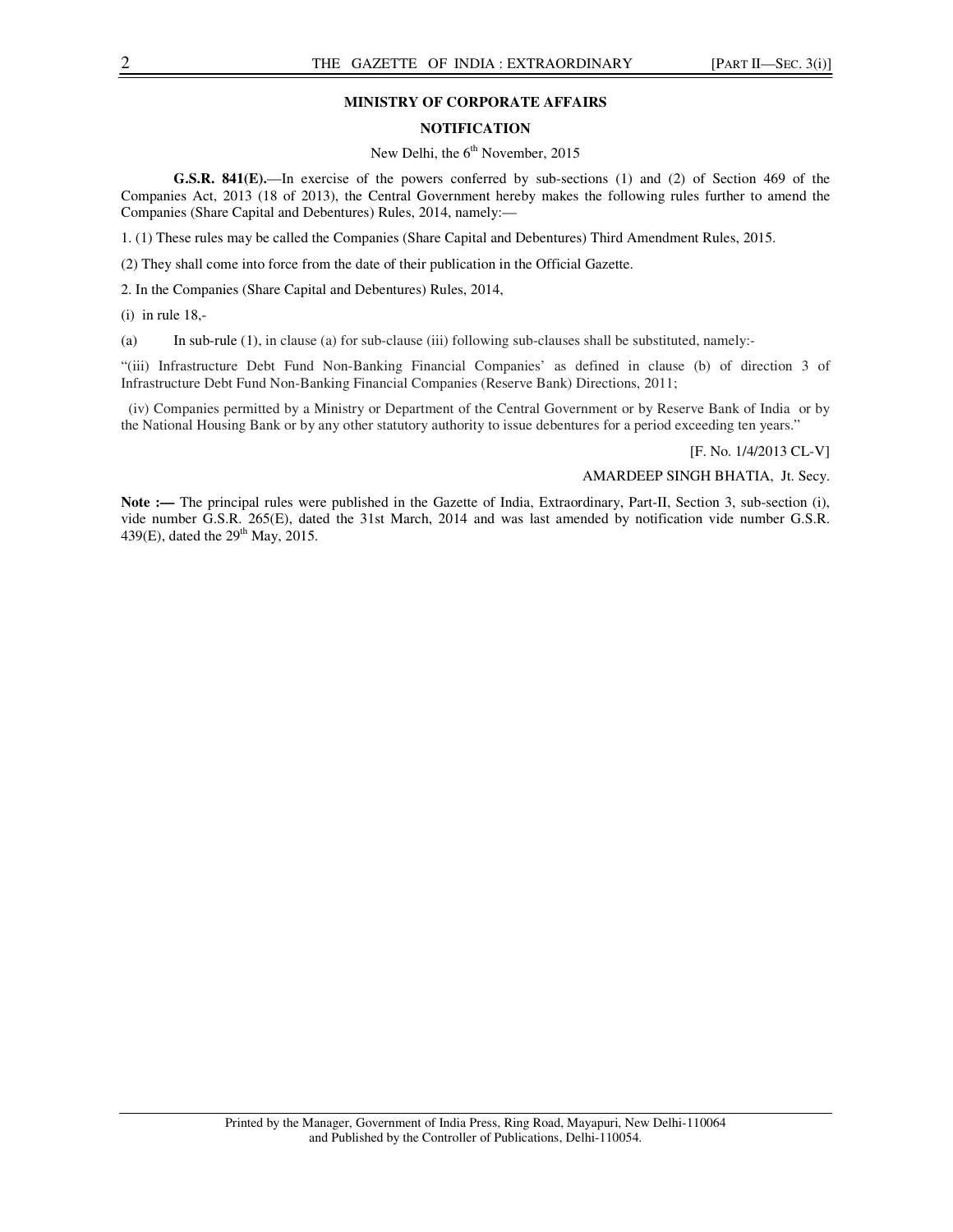## MINISTRY OF CORPORATE AFFAIRS

## NOTIFICATION

New Delhi, the 6th November, 2015

**G.S.R. 841(E).**—In exercise of the powers conferred by sub-sections (1) and (2) of Section 469 of the Companies Act, 2013 (18 of 2013), the Central Government hereby makes the following rules further to amend the Companies (Share Capital and Debentures) Rules, 2014, namely:—

1. (1) These rules may be called the Companies (Share Capital and Debentures) Third Amendment Rules, 2015.

(2) They shall come into force from the date of their publication in the Official Gazette.

2. In the Companies (Share Capital and Debentures) Rules, 2014,

(i) in rule 18,-

(a) In sub-rule (1), in clause (a) for sub-clause (iii) following sub-clauses shall be substituted, namely:-

"(iii) Infrastructure Debt Fund Non-Banking Financial Companies' as defined in clause (b) of direction 3 of Infrastructure Debt Fund Non-Banking Financial Companies (Reserve Bank) Directions, 2011;

(iv) Companies permitted by a Ministry or Department of the Central Government or by Reserve Bank of India or by the National Housing Bank or by any other statutory authority to issue debentures for a period exceeding ten years."

[F. No. 1/4/2013 CL-V]

AMARDEEP SINGH BHATIA, Jt. Secy.

**Note :—** The principal rules were published in the Gazette of India, Extraordinary, Part-II, Section 3, sub-section (i), vide number G.S.R. 265(E), dated the 31st March, 2014 and was last amended by notification vide number G.S.R. 439(E), dated the 29th May, 2015.

Printed by the Manager, Government of India Press, Ring Road, Mayapuri, New Delhi-110064
and Published by the Controller of Publications, Delhi-110054.